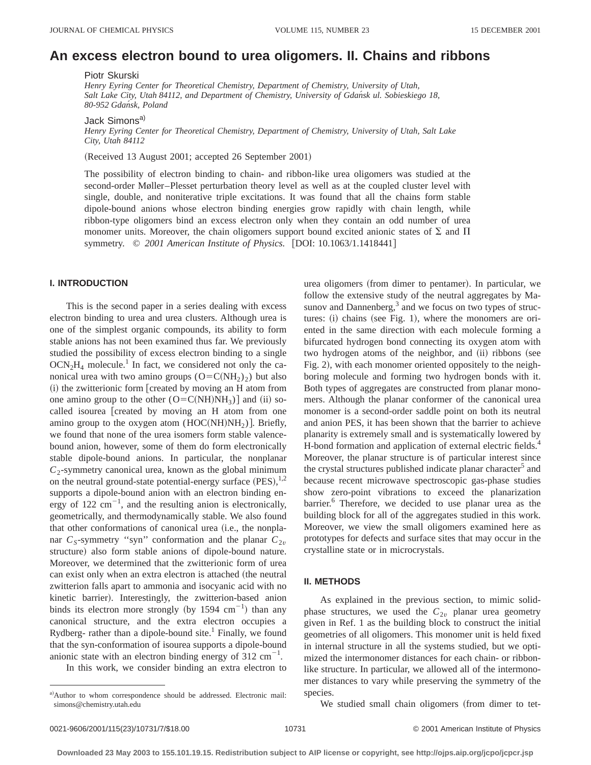# An excess electron bound to urea oligomers. II. Chains and ribbons

Piotr Skurski

*Henry Eyring Center for Theoretical Chemistry, Department of Chemistry, University of Utah, Salt Lake City, Utah 84112, and Department of Chemistry, University of Gdańsk ul. Sobieskiego 18, 80-952 Gdańsk, Poland*

Jack Simons[a]

*Henry Eyring Center for Theoretical Chemistry, Department of Chemistry, University of Utah, Salt Lake City, Utah 84112*

(Received 13 August 2001; accepted 26 September 2001)

The possibility of electron binding to chain- and ribbon-like urea oligomers was studied at the second-order Møller–Plesset perturbation theory level as well as at the coupled cluster level with single, double, and noniterative triple excitations. It was found that all the chains form stable dipole-bound anions whose electron binding energies grow rapidly with chain length, while ribbon-type oligomers bind an excess electron only when they contain an odd number of urea monomer units. Moreover, the chain oligomers support bound excited anionic states of $\Sigma$ and $\Pi$ symmetry. © *2001 American Institute of Physics.* [DOI: 10.1063/1.1418441]

## I. INTRODUCTION

This is the second paper in a series dealing with excess electron binding to urea and urea clusters. Although urea is one of the simplest organic compounds, its ability to form stable anions has not been examined thus far. We previously studied the possibility of excess electron binding to a single $OCN_2H_4$ molecule.[1] In fact, we considered not only the canonical urea with two amino groups ($O{=}C(NH_2)_2$) but also (i) the zwitterionic form [created by moving an H atom from one amino group to the other ($O{=}C(NH)NH_3$)] and (ii) so-called isourea [created by moving an H atom from one amino group to the oxygen atom ($HOC(NH)NH_2$)]. Briefly, we found that none of the urea isomers form stable valence-bound anion, however, some of them do form electronically stable dipole-bound anions. In particular, the nonplanar $C_2$-symmetry canonical urea, known as the global minimum on the neutral ground-state potential-energy surface (PES),[1,2] supports a dipole-bound anion with an electron binding energy of 122 cm$^{-1}$, and the resulting anion is electronically, geometrically, and thermodynamically stable. We also found that other conformations of canonical urea (i.e., the nonplanar $C_S$-symmetry "syn" conformation and the planar $C_{2v}$ structure) also form stable anions of dipole-bound nature. Moreover, we determined that the zwitterionic form of urea can exist only when an extra electron is attached (the neutral zwitterion falls apart to ammonia and isocyanic acid with no kinetic barrier). Interestingly, the zwitterion-based anion binds its electron more strongly (by 1594 cm$^{-1}$) than any canonical structure, and the extra electron occupies a Rydberg- rather than a dipole-bound site.[1] Finally, we found that the syn-conformation of isourea supports a dipole-bound anionic state with an electron binding energy of 312 cm$^{-1}$.

In this work, we consider binding an extra electron to urea oligomers (from dimer to pentamer). In particular, we follow the extensive study of the neutral aggregates by Masunov and Dannenberg,[3] and we focus on two types of structures: (i) chains (see Fig. 1), where the monomers are oriented in the same direction with each molecule forming a bifurcated hydrogen bond connecting its oxygen atom with two hydrogen atoms of the neighbor, and (ii) ribbons (see Fig. 2), with each monomer oriented oppositely to the neighboring molecule and forming two hydrogen bonds with it. Both types of aggregates are constructed from planar monomers. Although the planar conformer of the canonical urea monomer is a second-order saddle point on both its neutral and anion PES, it has been shown that the barrier to achieve planarity is extremely small and is systematically lowered by H-bond formation and application of external electric fields.[4] Moreover, the planar structure is of particular interest since the crystal structures published indicate planar character[5] and because recent microwave spectroscopic gas-phase studies show zero-point vibrations to exceed the planarization barrier.[6] Therefore, we decided to use planar urea as the building block for all of the aggregates studied in this work. Moreover, we view the small oligomers examined here as prototypes for defects and surface sites that may occur in the crystalline state or in microcrystals.

## II. METHODS

As explained in the previous section, to mimic solid-phase structures, we used the $C_{2v}$ planar urea geometry given in Ref. 1 as the building block to construct the initial geometries of all oligomers. This monomer unit is held fixed in internal structure in all the systems studied, but we optimized the intermonomer distances for each chain- or ribbon-like structure. In particular, we allowed all of the intermonomer distances to vary while preserving the symmetry of the species.

We studied small chain oligomers (from dimer to tet-

[a]Author to whom correspondence should be addressed. Electronic mail: simons@chemistry.utah.edu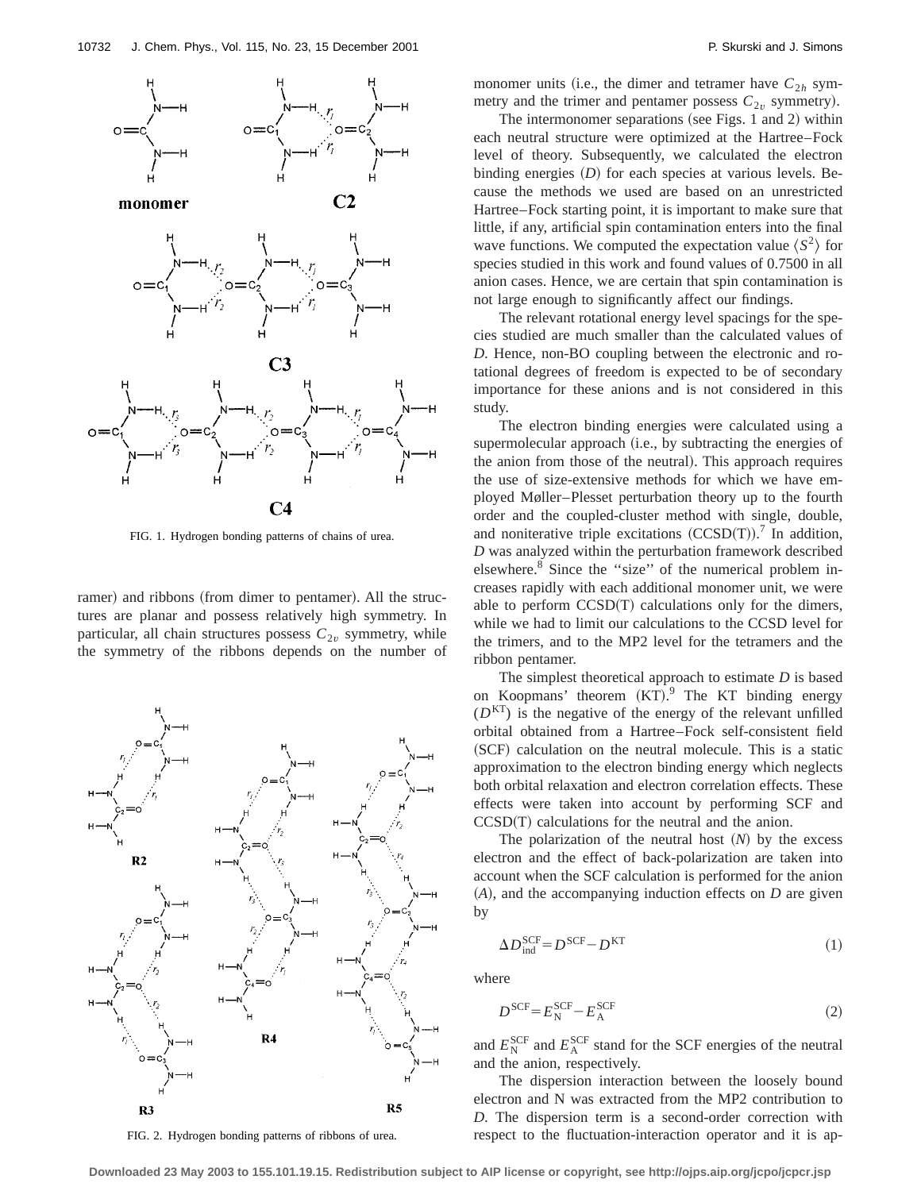FIG. 1. Hydrogen bonding patterns of chains of urea.

ramer) and ribbons (from dimer to pentamer). All the structures are planar and possess relatively high symmetry. In particular, all chain structures possess $C_{2v}$ symmetry, while the symmetry of the ribbons depends on the number of monomer units (i.e., the dimer and tetramer have $C_{2h}$ symmetry and the trimer and pentamer possess $C_{2v}$ symmetry).

FIG. 2. Hydrogen bonding patterns of ribbons of urea.

The intermonomer separations (see Figs. 1 and 2) within each neutral structure were optimized at the Hartree–Fock level of theory. Subsequently, we calculated the electron binding energies ($D$) for each species at various levels. Because the methods we used are based on an unrestricted Hartree–Fock starting point, it is important to make sure that little, if any, artificial spin contamination enters into the final wave functions. We computed the expectation value $\langle S^2 \rangle$ for species studied in this work and found values of 0.7500 in all anion cases. Hence, we are certain that spin contamination is not large enough to significantly affect our findings.

The relevant rotational energy level spacings for the species studied are much smaller than the calculated values of $D$. Hence, non-BO coupling between the electronic and rotational degrees of freedom is expected to be of secondary importance for these anions and is not considered in this study.

The electron binding energies were calculated using a supermolecular approach (i.e., by subtracting the energies of the anion from those of the neutral). This approach requires the use of size-extensive methods for which we have employed Møller–Plesset perturbation theory up to the fourth order and the coupled-cluster method with single, double, and noniterative triple excitations (CCSD(T)).[7] In addition, $D$ was analyzed within the perturbation framework described elsewhere.[8] Since the ''size'' of the numerical problem increases rapidly with each additional monomer unit, we were able to perform CCSD(T) calculations only for the dimers, while we had to limit our calculations to the CCSD level for the trimers, and to the MP2 level for the tetramers and the ribbon pentamer.

The simplest theoretical approach to estimate $D$ is based on Koopmans' theorem (KT).[9] The KT binding energy ($D^{\mathrm{KT}}$) is the negative of the energy of the relevant unfilled orbital obtained from a Hartree–Fock self-consistent field (SCF) calculation on the neutral molecule. This is a static approximation to the electron binding energy which neglects both orbital relaxation and electron correlation effects. These effects were taken into account by performing SCF and CCSD(T) calculations for the neutral and the anion.

The polarization of the neutral host ($N$) by the excess electron and the effect of back-polarization are taken into account when the SCF calculation is performed for the anion ($A$), and the accompanying induction effects on $D$ are given by

$$\Delta D_{\mathrm{ind}}^{\mathrm{SCF}} = D^{\mathrm{SCF}} - D^{\mathrm{KT}} \tag{1}$$

where

$$D^{\mathrm{SCF}} = E_{\mathrm{N}}^{\mathrm{SCF}} - E_{\mathrm{A}}^{\mathrm{SCF}} \tag{2}$$

and $E_{\mathrm{N}}^{\mathrm{SCF}}$ and $E_{\mathrm{A}}^{\mathrm{SCF}}$ stand for the SCF energies of the neutral and the anion, respectively.

The dispersion interaction between the loosely bound electron and N was extracted from the MP2 contribution to $D$. The dispersion term is a second-order correction with respect to the fluctuation-interaction operator and it is ap-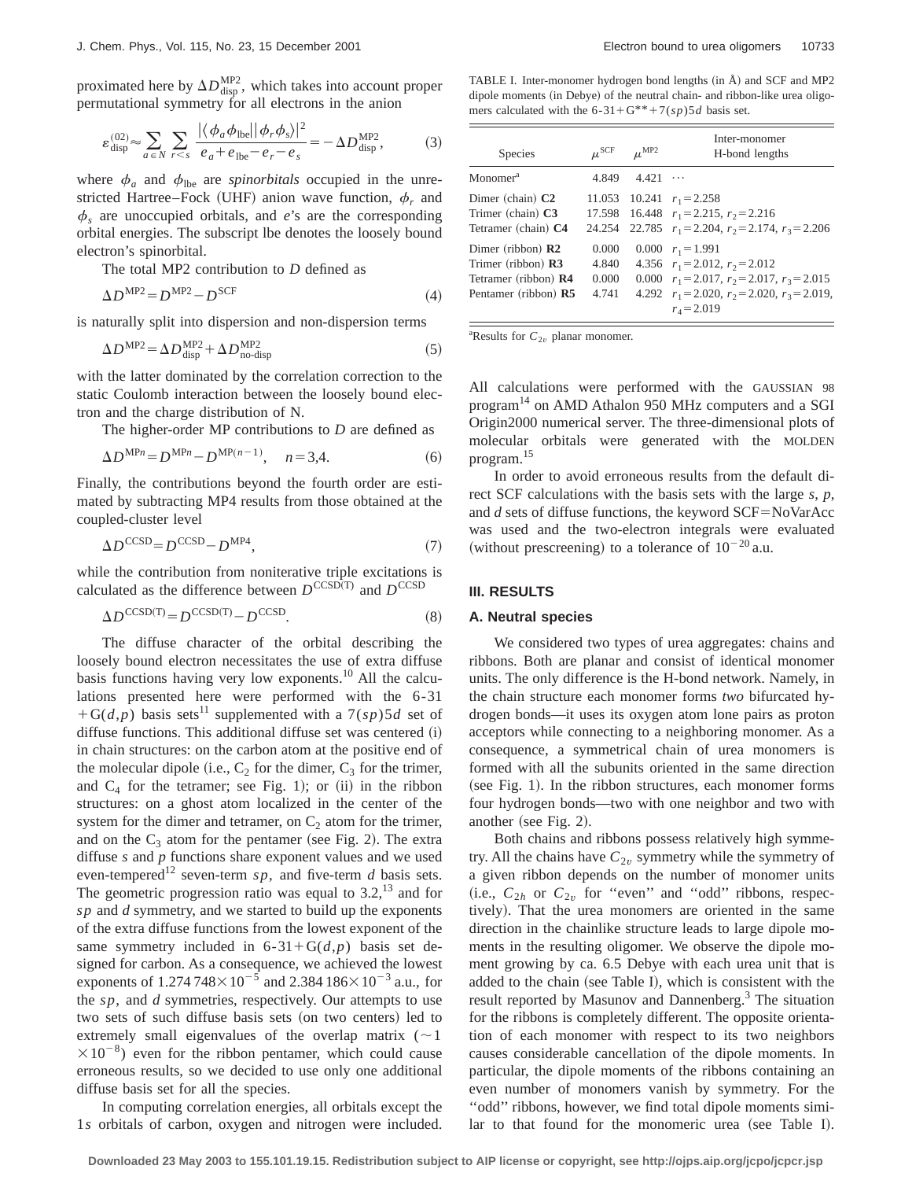proximated here by $\Delta D^{\mathrm{MP2}}_{\mathrm{disp}}$, which takes into account proper permutational symmetry for all electrons in the anion

$$\varepsilon^{(02)}_{\mathrm{disp}} \approx \sum_{a\in N}\sum_{r<s} \frac{|\langle \phi_a \phi_{\mathrm{lbe}} || \phi_r \phi_s \rangle|^2}{e_a + e_{\mathrm{lbe}} - e_r - e_s} = -\Delta D^{\mathrm{MP2}}_{\mathrm{disp}}, \tag{3}$$

where $\phi_a$ and $\phi_{\mathrm{lbe}}$ are *spinorbitals* occupied in the unrestricted Hartree–Fock (UHF) anion wave function, $\phi_r$ and $\phi_s$ are unoccupied orbitals, and $e$'s are the corresponding orbital energies. The subscript lbe denotes the loosely bound electron's spinorbital.

The total MP2 contribution to $D$ defined as

$$\Delta D^{\mathrm{MP2}} = D^{\mathrm{MP2}} - D^{\mathrm{SCF}} \tag{4}$$

is naturally split into dispersion and non-dispersion terms

$$\Delta D^{\mathrm{MP2}} = \Delta D^{\mathrm{MP2}}_{\mathrm{disp}} + \Delta D^{\mathrm{MP2}}_{\mathrm{no\text{-}disp}} \tag{5}$$

with the latter dominated by the correlation correction to the static Coulomb interaction between the loosely bound electron and the charge distribution of N.

The higher-order MP contributions to $D$ are defined as

$$\Delta D^{\mathrm{MP}n} = D^{\mathrm{MP}n} - D^{\mathrm{MP}(n-1)}, \quad n=3,4. \tag{6}$$

Finally, the contributions beyond the fourth order are estimated by subtracting MP4 results from those obtained at the coupled-cluster level

$$\Delta D^{\mathrm{CCSD}} = D^{\mathrm{CCSD}} - D^{\mathrm{MP4}}, \tag{7}$$

while the contribution from noniterative triple excitations is calculated as the difference between $D^{\mathrm{CCSD(T)}}$ and $D^{\mathrm{CCSD}}$

$$\Delta D^{\mathrm{CCSD(T)}} = D^{\mathrm{CCSD(T)}} - D^{\mathrm{CCSD}}. \tag{8}$$

The diffuse character of the orbital describing the loosely bound electron necessitates the use of extra diffuse basis functions having very low exponents.[10] All the calculations presented here were performed with the 6-31+G($d,p$) basis sets[11] supplemented with a 7($sp$)5$d$ set of diffuse functions. This additional diffuse set was centered (i) in chain structures: on the carbon atom at the positive end of the molecular dipole (i.e., $C_2$ for the dimer, $C_3$ for the trimer, and $C_4$ for the tetramer; see Fig. 1); or (ii) in the ribbon structures: on a ghost atom localized in the center of the system for the dimer and tetramer, on $C_2$ atom for the trimer, and on the $C_3$ atom for the pentamer (see Fig. 2). The extra diffuse $s$ and $p$ functions share exponent values and we used even-tempered[12] seven-term $sp$, and five-term $d$ basis sets. The geometric progression ratio was equal to 3.2,[13] and for $sp$ and $d$ symmetry, and we started to build up the exponents of the extra diffuse functions from the lowest exponent of the same symmetry included in 6-31+G($d,p$) basis set designed for carbon. As a consequence, we achieved the lowest exponents of $1.274\,748\times10^{-5}$ and $2.384\,186\times10^{-3}$ a.u., for the $sp$, and $d$ symmetries, respectively. Our attempts to use two sets of such diffuse basis sets (on two centers) led to extremely small eigenvalues of the overlap matrix ($\sim 1\times10^{-8}$) even for the ribbon pentamer, which could cause erroneous results, so we decided to use only one additional diffuse basis set for all the species.

In computing correlation energies, all orbitals except the 1$s$ orbitals of carbon, oxygen and nitrogen were included. All calculations were performed with the GAUSSIAN 98 program[14] on AMD Athalon 950 MHz computers and a SGI Origin2000 numerical server. The three-dimensional plots of molecular orbitals were generated with the MOLDEN program.[15]

In order to avoid erroneous results from the default direct SCF calculations with the basis sets with the large $s$, $p$, and $d$ sets of diffuse functions, the keyword SCF=NoVarAcc was used and the two-electron integrals were evaluated (without prescreening) to a tolerance of $10^{-20}$ a.u.

TABLE I. Inter-monomer hydrogen bond lengths (in Å) and SCF and MP2 dipole moments (in Debye) of the neutral chain- and ribbon-like urea oligomers calculated with the 6-31+G**+7($sp$)5$d$ basis set.

| Species | $\mu^{\mathrm{SCF}}$ | $\mu^{\mathrm{MP2}}$ | Inter-monomer H-bond lengths |
|---|---|---|---|
| Monomer[a] | 4.849 | 4.421 | ⋯ |
| Dimer (chain) **C2** | 11.053 | 10.241 | $r_1=2.258$ |
| Trimer (chain) **C3** | 17.598 | 16.448 | $r_1=2.215$, $r_2=2.216$ |
| Tetramer (chain) **C4** | 24.254 | 22.785 | $r_1=2.204$, $r_2=2.174$, $r_3=2.206$ |
| Dimer (ribbon) **R2** | 0.000 | 0.000 | $r_1=1.991$ |
| Trimer (ribbon) **R3** | 4.840 | 4.356 | $r_1=2.012$, $r_2=2.012$ |
| Tetramer (ribbon) **R4** | 0.000 | 0.000 | $r_1=2.017$, $r_2=2.017$, $r_3=2.015$ |
| Pentamer (ribbon) **R5** | 4.741 | 4.292 | $r_1=2.020$, $r_2=2.020$, $r_3=2.019$, $r_4=2.019$ |

[a]Results for $C_{2v}$ planar monomer.

## III. RESULTS

### A. Neutral species

We considered two types of urea aggregates: chains and ribbons. Both are planar and consist of identical monomer units. The only difference is the H-bond network. Namely, in the chain structure each monomer forms *two* bifurcated hydrogen bonds—it uses its oxygen atom lone pairs as proton acceptors while connecting to a neighboring monomer. As a consequence, a symmetrical chain of urea monomers is formed with all the subunits oriented in the same direction (see Fig. 1). In the ribbon structures, each monomer forms four hydrogen bonds—two with one neighbor and two with another (see Fig. 2).

Both chains and ribbons possess relatively high symmetry. All the chains have $C_{2v}$ symmetry while the symmetry of a given ribbon depends on the number of monomer units (i.e., $C_{2h}$ or $C_{2v}$ for "even" and "odd" ribbons, respectively). That the urea monomers are oriented in the same direction in the chainlike structure leads to large dipole moments in the resulting oligomer. We observe the dipole moment growing by ca. 6.5 Debye with each urea unit that is added to the chain (see Table I), which is consistent with the result reported by Masunov and Dannenberg.[3] The situation for the ribbons is completely different. The opposite orientation of each monomer with respect to its two neighbors causes considerable cancellation of the dipole moments. In particular, the dipole moments of the ribbons containing an even number of monomers vanish by symmetry. For the "odd" ribbons, however, we find total dipole moments similar to that found for the monomeric urea (see Table I).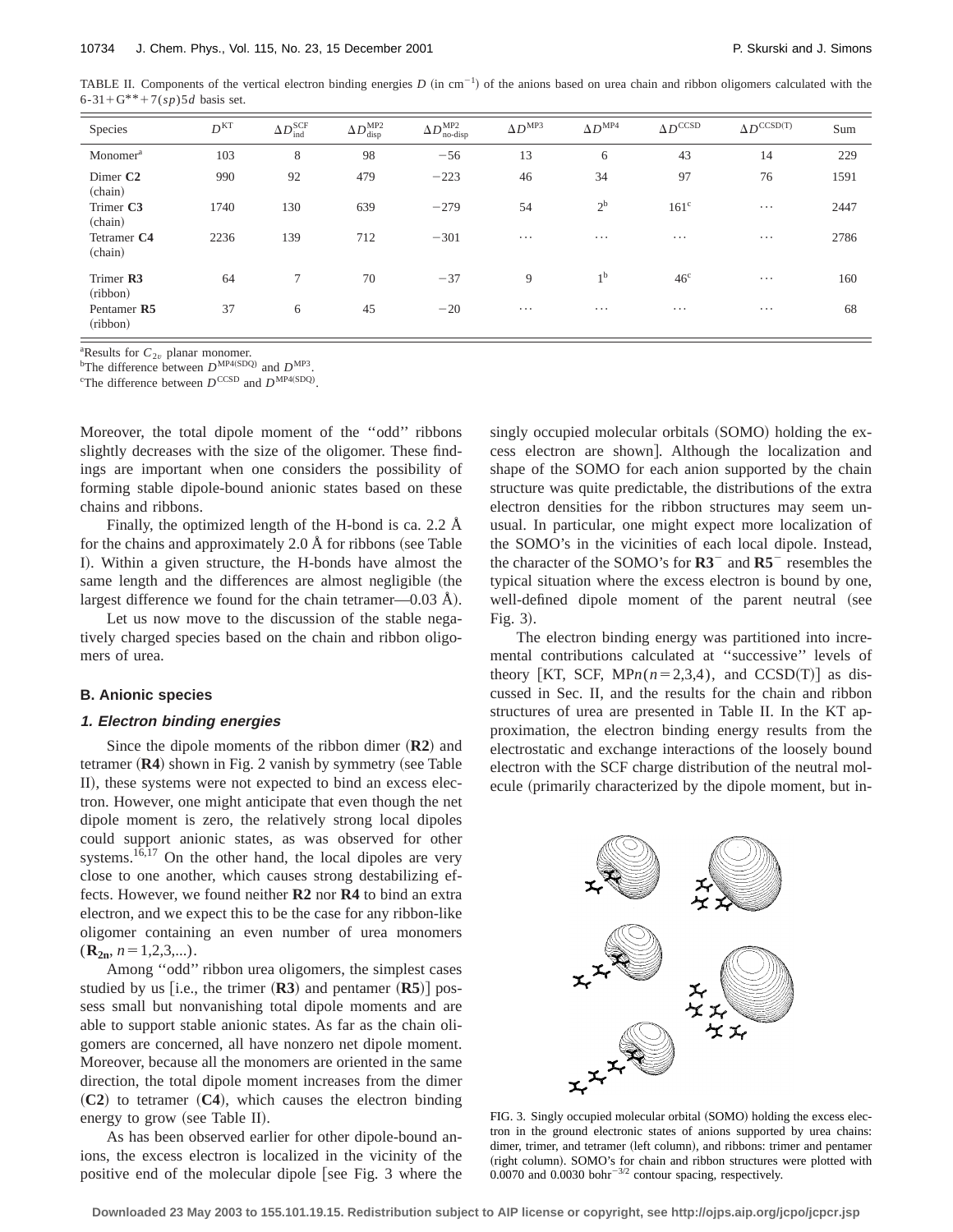TABLE II. Components of the vertical electron binding energies $D$ (in $cm^{-1}$) of the anions based on urea chain and ribbon oligomers calculated with the 6-31+G**+7($sp$)5$d$ basis set.

| Species | $D^{KT}$ | $\Delta D_{ind}^{SCF}$ | $\Delta D_{disp}^{MP2}$ | $\Delta D_{no\text{-}disp}^{MP2}$ | $\Delta D^{MP3}$ | $\Delta D^{MP4}$ | $\Delta D^{CCSD}$ | $\Delta D^{CCSD(T)}$ | Sum |
|---|---|---|---|---|---|---|---|---|---|
| Monomer[a] | 103 | 8 | 98 | −56 | 13 | 6 | 43 | 14 | 229 |
| Dimer **C2** (chain) | 990 | 92 | 479 | −223 | 46 | 34 | 97 | 76 | 1591 |
| Trimer **C3** (chain) | 1740 | 130 | 639 | −279 | 54 | 2[b] | 161[c] | ⋯ | 2447 |
| Tetramer **C4** (chain) | 2236 | 139 | 712 | −301 | ⋯ | ⋯ | ⋯ | ⋯ | 2786 |
| Trimer **R3** (ribbon) | 64 | 7 | 70 | −37 | 9 | 1[b] | 46[c] | ⋯ | 160 |
| Pentamer **R5** (ribbon) | 37 | 6 | 45 | −20 | ⋯ | ⋯ | ⋯ | ⋯ | 68 |

[a]Results for $C_{2v}$ planar monomer.
[b]The difference between $D^{MP4(SDQ)}$ and $D^{MP3}$.
[c]The difference between $D^{CCSD}$ and $D^{MP4(SDQ)}$.

Moreover, the total dipole moment of the ''odd'' ribbons slightly decreases with the size of the oligomer. These findings are important when one considers the possibility of forming stable dipole-bound anionic states based on these chains and ribbons.

Finally, the optimized length of the H-bond is ca. 2.2 Å for the chains and approximately 2.0 Å for ribbons (see Table I). Within a given structure, the H-bonds have almost the same length and the differences are almost negligible (the largest difference we found for the chain tetramer—0.03 Å).

Let us now move to the discussion of the stable negatively charged species based on the chain and ribbon oligomers of urea.

### B. Anionic species

#### 1. Electron binding energies

Since the dipole moments of the ribbon dimer (**R2**) and tetramer (**R4**) shown in Fig. 2 vanish by symmetry (see Table II), these systems were not expected to bind an excess electron. However, one might anticipate that even though the net dipole moment is zero, the relatively strong local dipoles could support anionic states, as was observed for other systems.[16,17] On the other hand, the local dipoles are very close to one another, which causes strong destabilizing effects. However, we found neither **R2** nor **R4** to bind an extra electron, and we expect this to be the case for any ribbon-like oligomer containing an even number of urea monomers ($\mathbf{R_{2n}}$, $n=1,2,3,...$).

Among ''odd'' ribbon urea oligomers, the simplest cases studied by us [i.e., the trimer (**R3**) and pentamer (**R5**)] possess small but nonvanishing total dipole moments and are able to support stable anionic states. As far as the chain oligomers are concerned, all have nonzero net dipole moment. Moreover, because all the monomers are oriented in the same direction, the total dipole moment increases from the dimer (**C2**) to tetramer (**C4**), which causes the electron binding energy to grow (see Table II).

As has been observed earlier for other dipole-bound anions, the excess electron is localized in the vicinity of the positive end of the molecular dipole [see Fig. 3 where the singly occupied molecular orbitals (SOMO) holding the excess electron are shown]. Although the localization and shape of the SOMO for each anion supported by the chain structure was quite predictable, the distributions of the extra electron densities for the ribbon structures may seem unusual. In particular, one might expect more localization of the SOMO's in the vicinities of each local dipole. Instead, the character of the SOMO's for $\mathbf{R3}^-$ and $\mathbf{R5}^-$ resembles the typical situation where the excess electron is bound by one, well-defined dipole moment of the parent neutral (see Fig. 3).

The electron binding energy was partitioned into incremental contributions calculated at ''successive'' levels of theory [KT, SCF, MP$n$($n=2,3,4$), and CCSD(T)] as discussed in Sec. II, and the results for the chain and ribbon structures of urea are presented in Table II. In the KT approximation, the electron binding energy results from the electrostatic and exchange interactions of the loosely bound electron with the SCF charge distribution of the neutral molecule (primarily characterized by the dipole moment, but in-

FIG. 3. Singly occupied molecular orbital (SOMO) holding the excess electron in the ground electronic states of anions supported by urea chains: dimer, trimer, and tetramer (left column), and ribbons: trimer and pentamer (right column). SOMO's for chain and ribbon structures were plotted with 0.0070 and 0.0030 bohr$^{-3/2}$ contour spacing, respectively.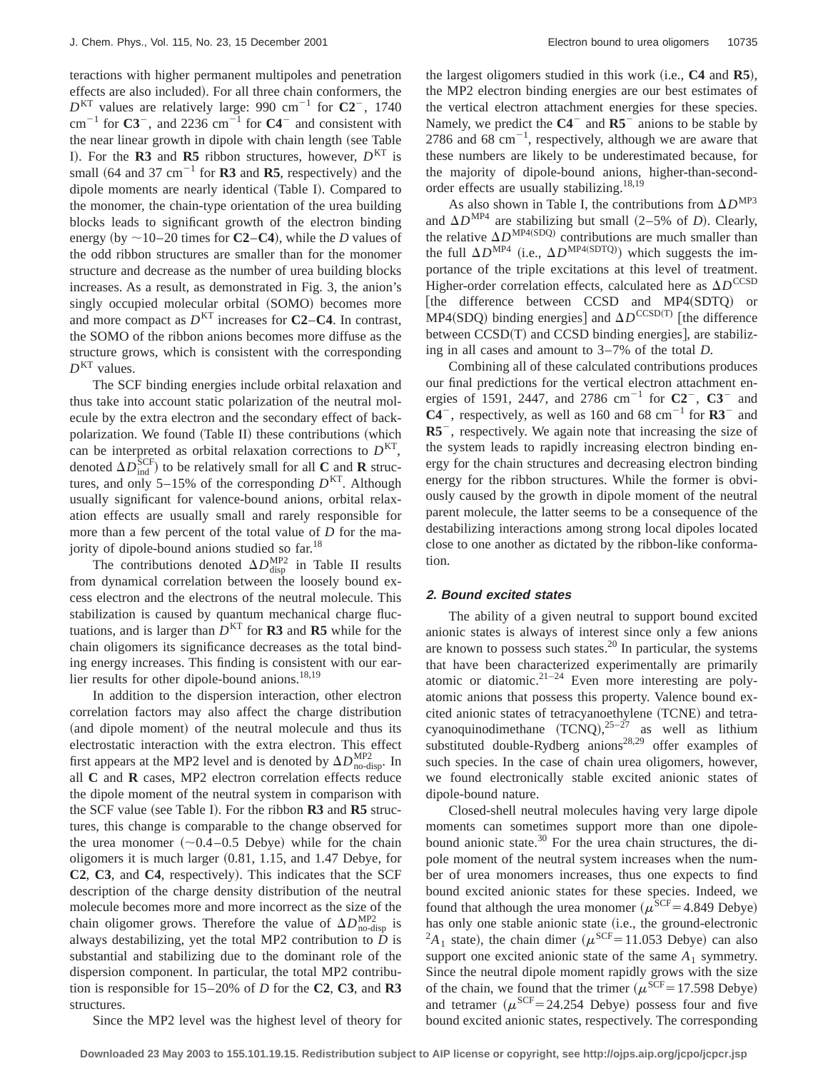teractions with higher permanent multipoles and penetration effects are also included). For all three chain conformers, the $D^{\mathrm{KT}}$ values are relatively large: 990 cm$^{-1}$ for **C2**$^-$, 1740 cm$^{-1}$ for **C3**$^-$, and 2236 cm$^{-1}$ for **C4**$^-$ and consistent with the near linear growth in dipole with chain length (see Table I). For the **R3** and **R5** ribbon structures, however, $D^{\mathrm{KT}}$ is small (64 and 37 cm$^{-1}$ for **R3** and **R5**, respectively) and the dipole moments are nearly identical (Table I). Compared to the monomer, the chain-type orientation of the urea building blocks leads to significant growth of the electron binding energy (by ~10–20 times for **C2**–**C4**), while the $D$ values of the odd ribbon structures are smaller than for the monomer structure and decrease as the number of urea building blocks increases. As a result, as demonstrated in Fig. 3, the anion's singly occupied molecular orbital (SOMO) becomes more and more compact as $D^{\mathrm{KT}}$ increases for **C2**–**C4**. In contrast, the SOMO of the ribbon anions becomes more diffuse as the structure grows, which is consistent with the corresponding $D^{\mathrm{KT}}$ values.

The SCF binding energies include orbital relaxation and thus take into account static polarization of the neutral molecule by the extra electron and the secondary effect of back-polarization. We found (Table II) these contributions (which can be interpreted as orbital relaxation corrections to $D^{\mathrm{KT}}$, denoted $\Delta D_{\mathrm{ind}}^{\mathrm{SCF}}$) to be relatively small for all **C** and **R** structures, and only 5–15% of the corresponding $D^{\mathrm{KT}}$. Although usually significant for valence-bound anions, orbital relaxation effects are usually small and rarely responsible for more than a few percent of the total value of $D$ for the majority of dipole-bound anions studied so far.[18]

The contributions denoted $\Delta D_{\mathrm{disp}}^{\mathrm{MP2}}$ in Table II results from dynamical correlation between the loosely bound excess electron and the electrons of the neutral molecule. This stabilization is caused by quantum mechanical charge fluctuations, and is larger than $D^{\mathrm{KT}}$ for **R3** and **R5** while for the chain oligomers its significance decreases as the total binding energy increases. This finding is consistent with our earlier results for other dipole-bound anions.[18,19]

In addition to the dispersion interaction, other electron correlation factors may also affect the charge distribution (and dipole moment) of the neutral molecule and thus its electrostatic interaction with the extra electron. This effect first appears at the MP2 level and is denoted by $\Delta D_{\mathrm{no\text{-}disp}}^{\mathrm{MP2}}$. In all **C** and **R** cases, MP2 electron correlation effects reduce the dipole moment of the neutral system in comparison with the SCF value (see Table I). For the ribbon **R3** and **R5** structures, this change is comparable to the change observed for the urea monomer (~0.4–0.5 Debye) while for the chain oligomers it is much larger (0.81, 1.15, and 1.47 Debye, for **C2**, **C3**, and **C4**, respectively). This indicates that the SCF description of the charge density distribution of the neutral molecule becomes more and more incorrect as the size of the chain oligomer grows. Therefore the value of $\Delta D_{\mathrm{no\text{-}disp}}^{\mathrm{MP2}}$ is always destabilizing, yet the total MP2 contribution to $D$ is substantial and stabilizing due to the dominant role of the dispersion component. In particular, the total MP2 contribution is responsible for 15–20% of $D$ for the **C2**, **C3**, and **R3** structures.

Since the MP2 level was the highest level of theory for the largest oligomers studied in this work (i.e., **C4** and **R5**), the MP2 electron binding energies are our best estimates of the vertical electron attachment energies for these species. Namely, we predict the **C4**$^-$ and **R5**$^-$ anions to be stable by 2786 and 68 cm$^{-1}$, respectively, although we are aware that these numbers are likely to be underestimated because, for the majority of dipole-bound anions, higher-than-second-order effects are usually stabilizing.[18,19]

As also shown in Table I, the contributions from $\Delta D^{\mathrm{MP3}}$ and $\Delta D^{\mathrm{MP4}}$ are stabilizing but small (2–5% of $D$). Clearly, the relative $\Delta D^{\mathrm{MP4(SDQ)}}$ contributions are much smaller than the full $\Delta D^{\mathrm{MP4}}$ (i.e., $\Delta D^{\mathrm{MP4(SDTQ)}}$) which suggests the importance of the triple excitations at this level of treatment. Higher-order correlation effects, calculated here as $\Delta D^{\mathrm{CCSD}}$ [the difference between CCSD and MP4(SDTQ) or MP4(SDQ) binding energies] and $\Delta D^{\mathrm{CCSD(T)}}$ [the difference between CCSD(T) and CCSD binding energies], are stabilizing in all cases and amount to 3–7% of the total $D$.

Combining all of these calculated contributions produces our final predictions for the vertical electron attachment energies of 1591, 2447, and 2786 cm$^{-1}$ for **C2**$^-$, **C3**$^-$ and **C4**$^-$, respectively, as well as 160 and 68 cm$^{-1}$ for **R3**$^-$ and **R5**$^-$, respectively. We again note that increasing the size of the system leads to rapidly increasing electron binding energy for the chain structures and decreasing electron binding energy for the ribbon structures. While the former is obviously caused by the growth in dipole moment of the neutral parent molecule, the latter seems to be a consequence of the destabilizing interactions among strong local dipoles located close to one another as dictated by the ribbon-like conformation.

### 2. Bound excited states

The ability of a given neutral to support bound excited anionic states is always of interest since only a few anions are known to possess such states.[20] In particular, the systems that have been characterized experimentally are primarily atomic or diatomic.[21–24] Even more interesting are polyatomic anions that possess this property. Valence bound excited anionic states of tetracyanoethylene (TCNE) and tetracyanoquinodimethane (TCNQ),[25–27] as well as lithium substituted double-Rydberg anions[28,29] offer examples of such species. In the case of chain urea oligomers, however, we found electronically stable excited anionic states of dipole-bound nature.

Closed-shell neutral molecules having very large dipole moments can sometimes support more than one dipole-bound anionic state.[30] For the urea chain structures, the dipole moment of the neutral system increases when the number of urea monomers increases, thus one expects to find bound excited anionic states for these species. Indeed, we found that although the urea monomer ($\mu^{\mathrm{SCF}}=4.849$ Debye) has only one stable anionic state (i.e., the ground-electronic $^2A_1$ state), the chain dimer ($\mu^{\mathrm{SCF}}=11.053$ Debye) can also support one excited anionic state of the same $A_1$ symmetry. Since the neutral dipole moment rapidly grows with the size of the chain, we found that the trimer ($\mu^{\mathrm{SCF}}=17.598$ Debye) and tetramer ($\mu^{\mathrm{SCF}}=24.254$ Debye) possess four and five bound excited anionic states, respectively. The corresponding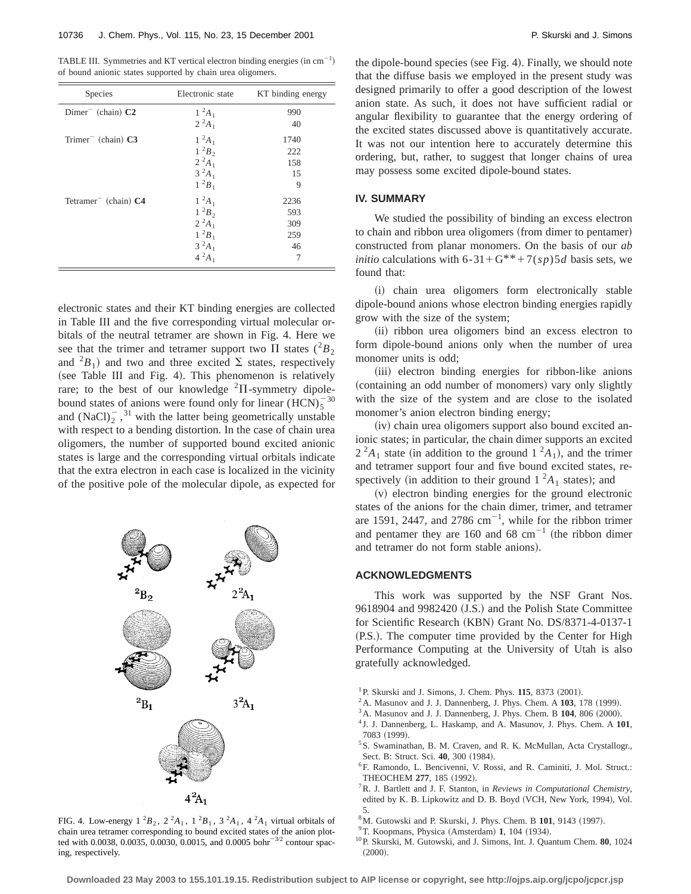TABLE III. Symmetries and KT vertical electron binding energies (in $cm^{-1}$) of bound anionic states supported by chain urea oligomers.

| Species | Electronic state | KT binding energy |
|---|---|---|
| Dimer$^-$ (chain) **C2** | $1\,^2A_1$ | 990 |
| | $2\,^2A_1$ | 40 |
| Trimer$^-$ (chain) **C3** | $1\,^2A_1$ | 1740 |
| | $1\,^2B_2$ | 222 |
| | $2\,^2A_1$ | 158 |
| | $3\,^2A_1$ | 15 |
| | $1\,^2B_1$ | 9 |
| Tetramer$^-$ (chain) **C4** | $1\,^2A_1$ | 2236 |
| | $1\,^2B_2$ | 593 |
| | $2\,^2A_1$ | 309 |
| | $1\,^2B_1$ | 259 |
| | $3\,^2A_1$ | 46 |
| | $4\,^2A_1$ | 7 |

electronic states and their KT binding energies are collected in Table III and the five corresponding virtual molecular orbitals of the neutral tetramer are shown in Fig. 4. Here we see that the trimer and tetramer support two Π states ($^2B_2$ and $^2B_1$) and two and three excited Σ states, respectively (see Table III and Fig. 4). This phenomenon is relatively rare; to the best of our knowledge $^2\Pi$-symmetry dipole-bound states of anions were found only for linear $(HCN)_5^-$ [30] and $(NaCl)_2^-$,[31] with the latter being geometrically unstable with respect to a bending distortion. In the case of chain urea oligomers, the number of supported bound excited anionic states is large and the corresponding virtual orbitals indicate that the extra electron in each case is localized in the vicinity of the positive pole of the molecular dipole, as expected for the dipole-bound species (see Fig. 4). Finally, we should note that the diffuse basis we employed in the present study was designed primarily to offer a good description of the lowest anion state. As such, it does not have sufficient radial or angular flexibility to guarantee that the energy ordering of the excited states discussed above is quantitatively accurate. It was not our intention here to accurately determine this ordering, but, rather, to suggest that longer chains of urea may possess some excited dipole-bound states.

FIG. 4. Low-energy $1\,^2B_2$, $2\,^2A_1$, $1\,^2B_1$, $3\,^2A_1$, $4\,^2A_1$ virtual orbitals of chain urea tetramer corresponding to bound excited states of the anion plotted with 0.0038, 0.0035, 0.0030, 0.0015, and 0.0005 $bohr^{-3/2}$ contour spacing, respectively.

## IV. SUMMARY

We studied the possibility of binding an excess electron to chain and ribbon urea oligomers (from dimer to pentamer) constructed from planar monomers. On the basis of our *ab initio* calculations with $6\text{-}31+G^{**}+7(sp)5d$ basis sets, we found that:

(i) chain urea oligomers form electronically stable dipole-bound anions whose electron binding energies rapidly grow with the size of the system;

(ii) ribbon urea oligomers bind an excess electron to form dipole-bound anions only when the number of urea monomer units is odd;

(iii) electron binding energies for ribbon-like anions (containing an odd number of monomers) vary only slightly with the size of the system and are close to the isolated monomer's anion electron binding energy;

(iv) chain urea oligomers support also bound excited anionic states; in particular, the chain dimer supports an excited $2\,^2A_1$ state (in addition to the ground $1\,^2A_1$), and the trimer and tetramer support four and five bound excited states, respectively (in addition to their ground $1\,^2A_1$ states); and

(v) electron binding energies for the ground electronic states of the anions for the chain dimer, trimer, and tetramer are 1591, 2447, and 2786 $cm^{-1}$, while for the ribbon trimer and pentamer they are 160 and 68 $cm^{-1}$ (the ribbon dimer and tetramer do not form stable anions).

## ACKNOWLEDGMENTS

This work was supported by the NSF Grant Nos. 9618904 and 9982420 (J.S.) and the Polish State Committee for Scientific Research (KBN) Grant No. DS/8371-4-0137-1 (P.S.). The computer time provided by the Center for High Performance Computing at the University of Utah is also gratefully acknowledged.

[1] P. Skurski and J. Simons, J. Chem. Phys. **115**, 8373 (2001).
[2] A. Masunov and J. J. Dannenberg, J. Phys. Chem. A **103**, 178 (1999).
[3] A. Masunov and J. J. Dannenberg, J. Phys. Chem. B **104**, 806 (2000).
[4] J. J. Dannenberg, L. Haskamp, and A. Masunov, J. Phys. Chem. A **101**, 7083 (1999).
[5] S. Swaminathan, B. M. Craven, and R. K. McMullan, Acta Crystallogr., Sect. B: Struct. Sci. **40**, 300 (1984).
[6] F. Ramondo, L. Bencivenni, V. Rossi, and R. Caminiti, J. Mol. Struct.: THEOCHEM **277**, 185 (1992).
[7] R. J. Bartlett and J. F. Stanton, in *Reviews in Computational Chemistry*, edited by K. B. Lipkowitz and D. B. Boyd (VCH, New York, 1994), Vol. 5.
[8] M. Gutowski and P. Skurski, J. Phys. Chem. B **101**, 9143 (1997).
[9] T. Koopmans, Physica (Amsterdam) **1**, 104 (1934).
[10] P. Skurski, M. Gutowski, and J. Simons, Int. J. Quantum Chem. **80**, 1024 (2000).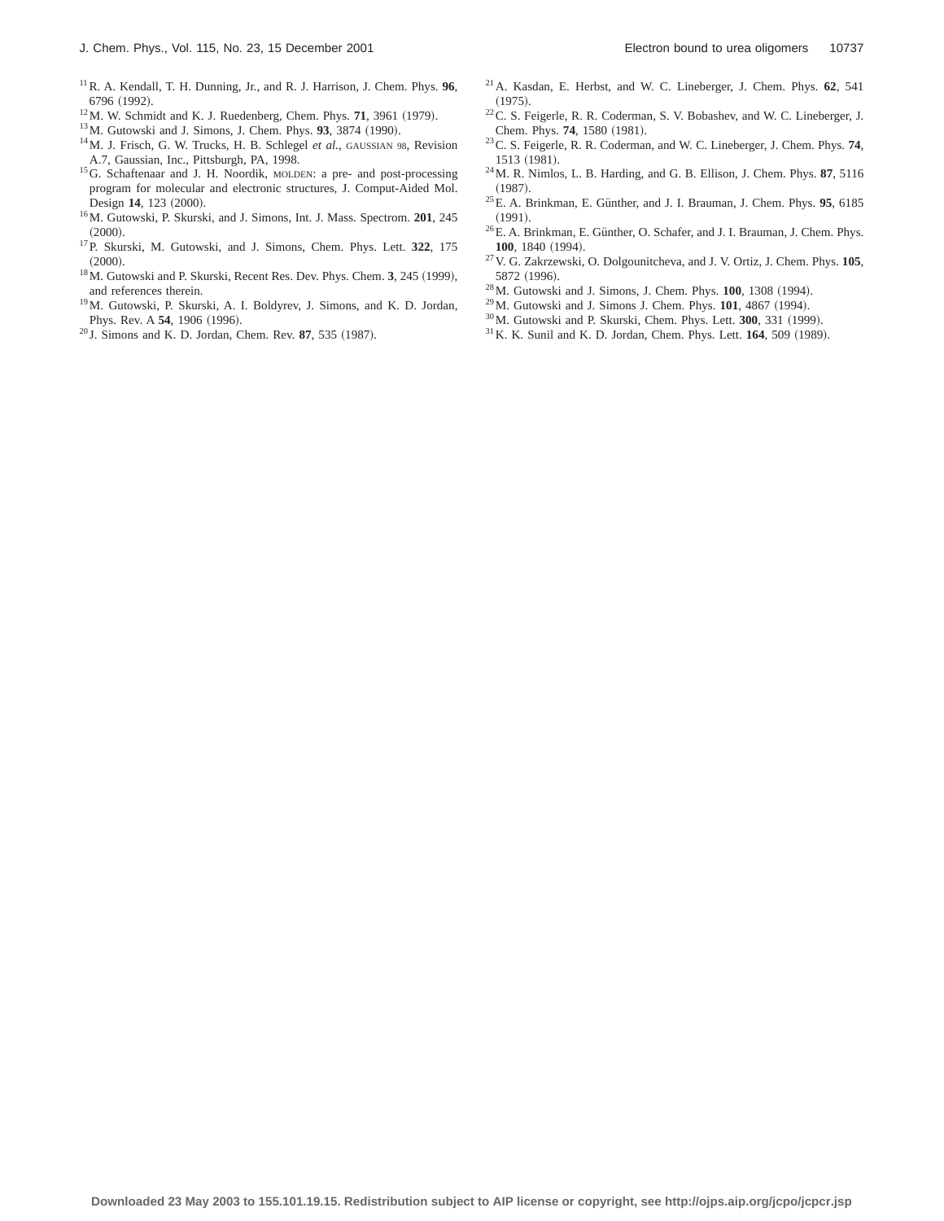[11] R. A. Kendall, T. H. Dunning, Jr., and R. J. Harrison, J. Chem. Phys. **96**, 6796 (1992).

[12] M. W. Schmidt and K. J. Ruedenberg, Chem. Phys. **71**, 3961 (1979).

[13] M. Gutowski and J. Simons, J. Chem. Phys. **93**, 3874 (1990).

[14] M. J. Frisch, G. W. Trucks, H. B. Schlegel *et al.*, GAUSSIAN 98, Revision A.7, Gaussian, Inc., Pittsburgh, PA, 1998.

[15] G. Schaftenaar and J. H. Noordik, MOLDEN: a pre- and post-processing program for molecular and electronic structures, J. Comput-Aided Mol. Design **14**, 123 (2000).

[16] M. Gutowski, P. Skurski, and J. Simons, Int. J. Mass. Spectrom. **201**, 245 (2000).

[17] P. Skurski, M. Gutowski, and J. Simons, Chem. Phys. Lett. **322**, 175 (2000).

[18] M. Gutowski and P. Skurski, Recent Res. Dev. Phys. Chem. **3**, 245 (1999), and references therein.

[19] M. Gutowski, P. Skurski, A. I. Boldyrev, J. Simons, and K. D. Jordan, Phys. Rev. A **54**, 1906 (1996).

[20] J. Simons and K. D. Jordan, Chem. Rev. **87**, 535 (1987).

[21] A. Kasdan, E. Herbst, and W. C. Lineberger, J. Chem. Phys. **62**, 541 (1975).

[22] C. S. Feigerle, R. R. Coderman, S. V. Bobashev, and W. C. Lineberger, J. Chem. Phys. **74**, 1580 (1981).

[23] C. S. Feigerle, R. R. Coderman, and W. C. Lineberger, J. Chem. Phys. **74**, 1513 (1981).

[24] M. R. Nimlos, L. B. Harding, and G. B. Ellison, J. Chem. Phys. **87**, 5116 (1987).

[25] E. A. Brinkman, E. Günther, and J. I. Brauman, J. Chem. Phys. **95**, 6185 (1991).

[26] E. A. Brinkman, E. Günther, O. Schafer, and J. I. Brauman, J. Chem. Phys. **100**, 1840 (1994).

[27] V. G. Zakrzewski, O. Dolgounitcheva, and J. V. Ortiz, J. Chem. Phys. **105**, 5872 (1996).

[28] M. Gutowski and J. Simons, J. Chem. Phys. **100**, 1308 (1994).

[29] M. Gutowski and J. Simons J. Chem. Phys. **101**, 4867 (1994).

[30] M. Gutowski and P. Skurski, Chem. Phys. Lett. **300**, 331 (1999).

[31] K. K. Sunil and K. D. Jordan, Chem. Phys. Lett. **164**, 509 (1989).